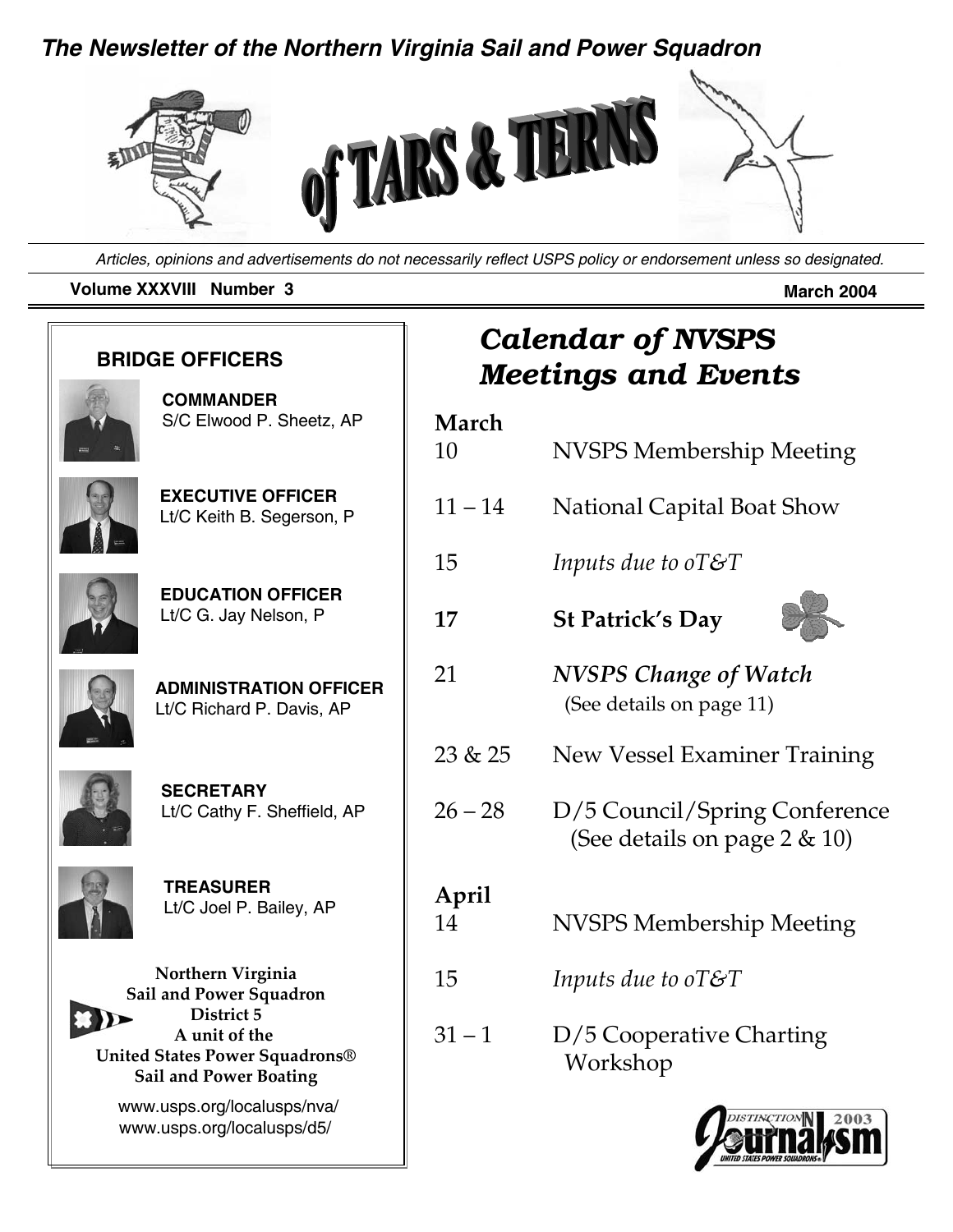*The Newsletter of the Northern Virginia Sail and Power Squadron*

# of TARS & TERNS

*Articles, opinions and advertisements do not necessarily reflect USPS policy or endorsement unless so designated.*

**Volume XXXVIII Number 3** **March 2004**

## BRIDGE OFFICERS

**COMMANDER**
S/C Elwood P. Sheetz, AP

**EXECUTIVE OFFICER**
Lt/C Keith B. Segerson, P

**EDUCATION OFFICER**
Lt/C G. Jay Nelson, P

**ADMINISTRATION OFFICER**
Lt/C Richard P. Davis, AP

**SECRETARY**
Lt/C Cathy F. Sheffield, AP

**TREASURER**
Lt/C Joel P. Bailey, AP

**Northern Virginia**
**Sail and Power Squadron**
**District 5**
**A unit of the**
**United States Power Squadrons®**
**Sail and Power Boating**

www.usps.org/localusps/nva/
www.usps.org/localusps/d5/

## *Calendar of NVSPS Meetings and Events*

**March**

| | |
|---|---|
| 10 | NVSPS Membership Meeting |
| 11 – 14 | National Capital Boat Show |
| 15 | *Inputs due to oT&T* |
| **17** | **St Patrick's Day** |
| 21 | *NVSPS Change of Watch* (See details on page 11) |
| 23 & 25 | New Vessel Examiner Training |
| 26 – 28 | D/5 Council/Spring Conference (See details on page 2 & 10) |

**April**

| | |
|---|---|
| 14 | NVSPS Membership Meeting |
| 15 | *Inputs due to oT&T* |
| 31 – 1 | D/5 Cooperative Charting Workshop |

DISTINCTION IN 2003 Journalism UNITED STATES POWER SQUADRONS®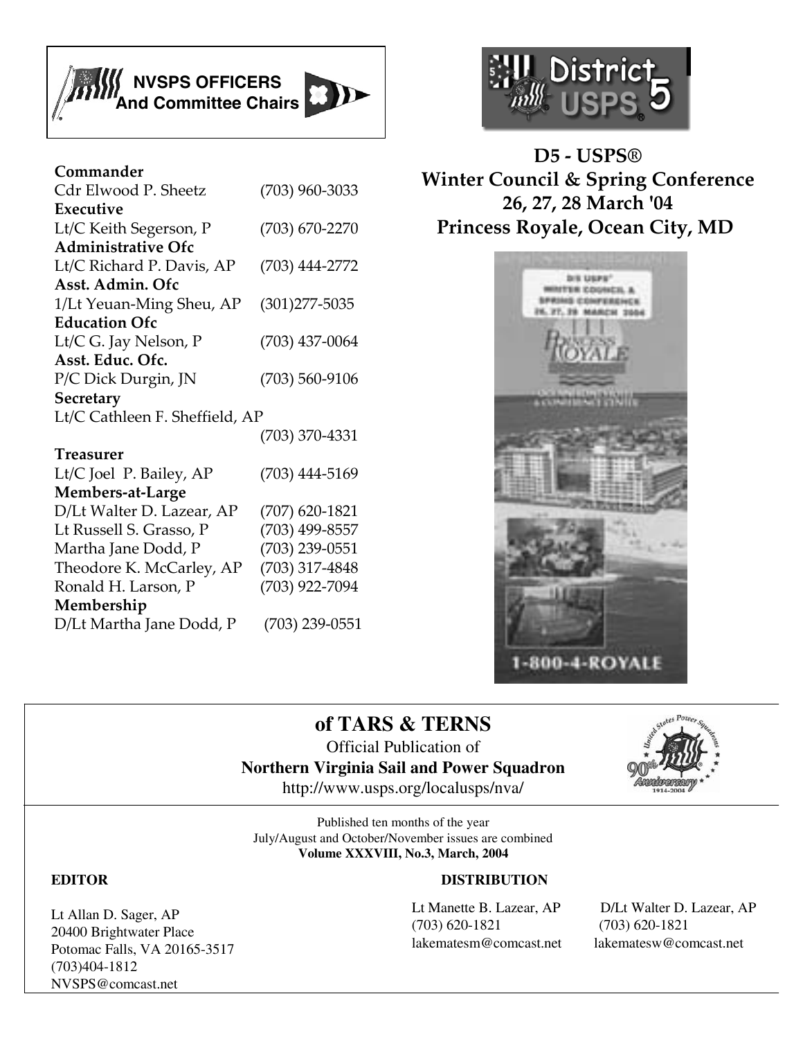## NVSPS OFFICERS And Committee Chairs

**Commander**
Cdr Elwood P. Sheetz (703) 960-3033

**Executive**
Lt/C Keith Segerson, P (703) 670-2270

**Administrative Ofc**
Lt/C Richard P. Davis, AP (703) 444-2772

**Asst. Admin. Ofc**
1/Lt Yeuan-Ming Sheu, AP (301)277-5035

**Education Ofc**
Lt/C G. Jay Nelson, P (703) 437-0064

**Asst. Educ. Ofc.**
P/C Dick Durgin, JN (703) 560-9106

**Secretary**
Lt/C Cathleen F. Sheffield, AP (703) 370-4331

**Treasurer**
Lt/C Joel P. Bailey, AP (703) 444-5169

**Members-at-Large**
D/Lt Walter D. Lazear, AP (707) 620-1821
Lt Russell S. Grasso, P (703) 499-8557
Martha Jane Dodd, P (703) 239-0551
Theodore K. McCarley, AP (703) 317-4848
Ronald H. Larson, P (703) 922-7094

**Membership**
D/Lt Martha Jane Dodd, P (703) 239-0551

## D5 - USPS®
## Winter Council & Spring Conference
## 26, 27, 28 March '04
## Princess Royale, Ocean City, MD

1-800-4-ROYALE

# of TARS & TERNS

Official Publication of
**Northern Virginia Sail and Power Squadron**
http://www.usps.org/localusps/nva/

Published ten months of the year
July/August and October/November issues are combined
**Volume XXXVIII, No.3, March, 2004**

**EDITOR**

Lt Allan D. Sager, AP
20400 Brightwater Place
Potomac Falls, VA 20165-3517
(703)404-1812
NVSPS@comcast.net

**DISTRIBUTION**

Lt Manette B. Lazear, AP
(703) 620-1821
lakematesm@comcast.net

D/Lt Walter D. Lazear, AP
(703) 620-1821
lakematesw@comcast.net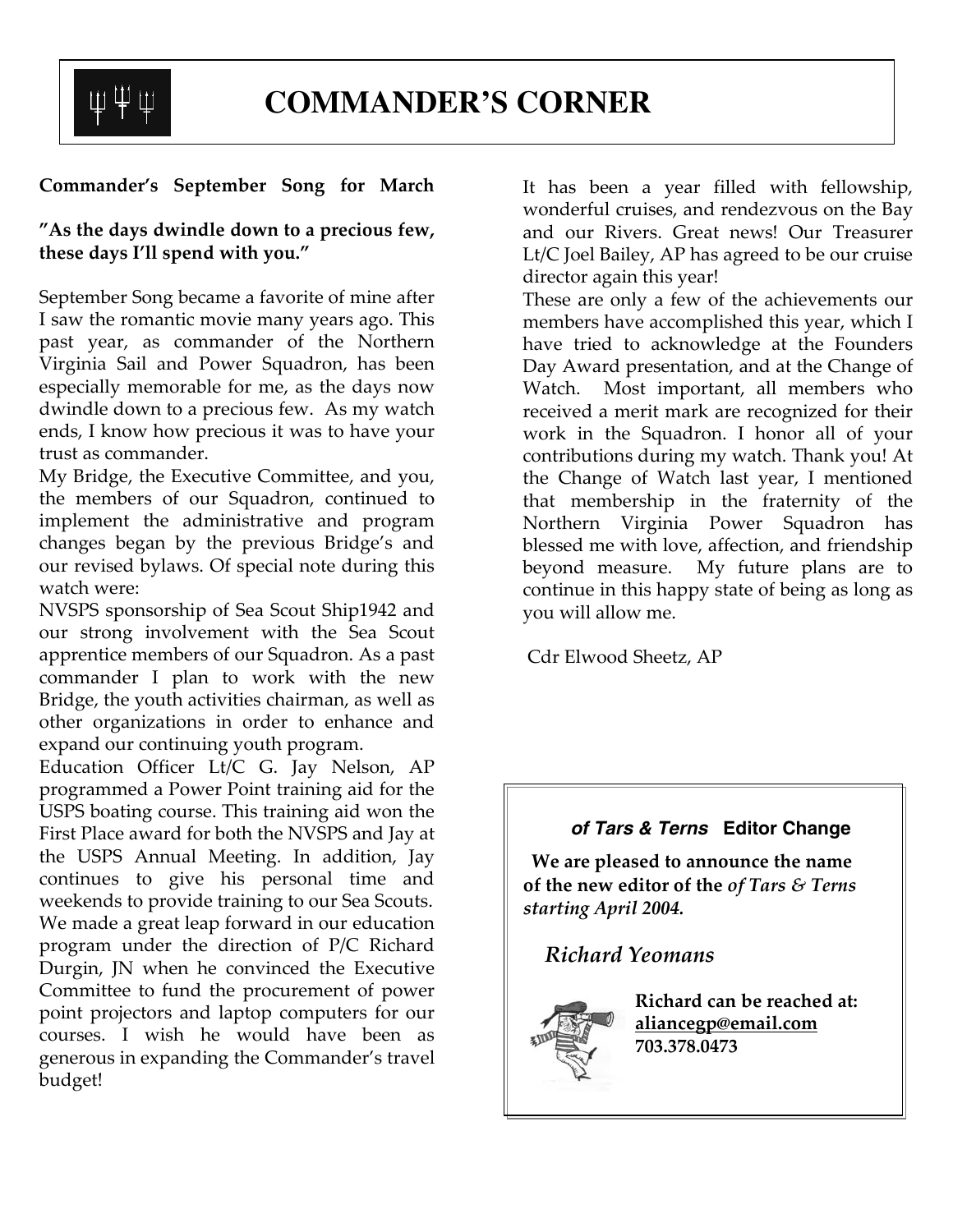# COMMANDER'S CORNER

**Commander's September Song for March**

**"As the days dwindle down to a precious few, these days I'll spend with you."**

September Song became a favorite of mine after I saw the romantic movie many years ago. This past year, as commander of the Northern Virginia Sail and Power Squadron, has been especially memorable for me, as the days now dwindle down to a precious few. As my watch ends, I know how precious it was to have your trust as commander.

My Bridge, the Executive Committee, and you, the members of our Squadron, continued to implement the administrative and program changes began by the previous Bridge's and our revised bylaws. Of special note during this watch were:

NVSPS sponsorship of Sea Scout Ship1942 and our strong involvement with the Sea Scout apprentice members of our Squadron. As a past commander I plan to work with the new Bridge, the youth activities chairman, as well as other organizations in order to enhance and expand our continuing youth program.

Education Officer Lt/C G. Jay Nelson, AP programmed a Power Point training aid for the USPS boating course. This training aid won the First Place award for both the NVSPS and Jay at the USPS Annual Meeting. In addition, Jay continues to give his personal time and weekends to provide training to our Sea Scouts.

We made a great leap forward in our education program under the direction of P/C Richard Durgin, JN when he convinced the Executive Committee to fund the procurement of power point projectors and laptop computers for our courses. I wish he would have been as generous in expanding the Commander's travel budget!

It has been a year filled with fellowship, wonderful cruises, and rendezvous on the Bay and our Rivers. Great news! Our Treasurer Lt/C Joel Bailey, AP has agreed to be our cruise director again this year!

These are only a few of the achievements our members have accomplished this year, which I have tried to acknowledge at the Founders Day Award presentation, and at the Change of Watch. Most important, all members who received a merit mark are recognized for their work in the Squadron. I honor all of your contributions during my watch. Thank you! At the Change of Watch last year, I mentioned that membership in the fraternity of the Northern Virginia Power Squadron has blessed me with love, affection, and friendship beyond measure. My future plans are to continue in this happy state of being as long as you will allow me.

Cdr Elwood Sheetz, AP

***of Tars & Terns* Editor Change**

**We are pleased to announce the name of the new editor of the *of Tars & Terns starting April 2004.***

***Richard Yeomans***

**Richard can be reached at:**
**aliancegp@email.com**
**703.378.0473**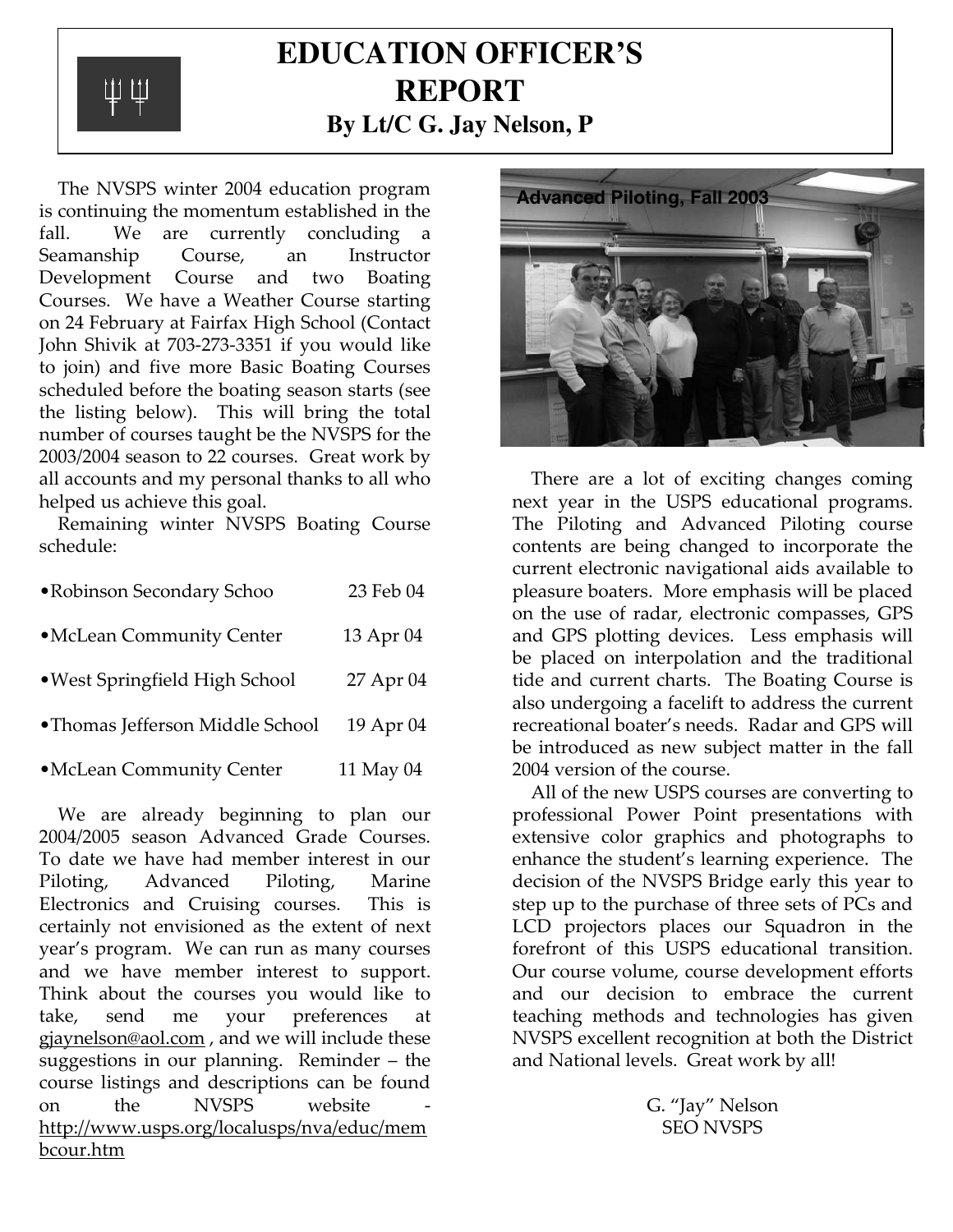# EDUCATION OFFICER'S REPORT

**By Lt/C G. Jay Nelson, P**

The NVSPS winter 2004 education program is continuing the momentum established in the fall. We are currently concluding a Seamanship Course, an Instructor Development Course and two Boating Courses. We have a Weather Course starting on 24 February at Fairfax High School (Contact John Shivik at 703-273-3351 if you would like to join) and five more Basic Boating Courses scheduled before the boating season starts (see the listing below). This will bring the total number of courses taught be the NVSPS for the 2003/2004 season to 22 courses. Great work by all accounts and my personal thanks to all who helped us achieve this goal.

Remaining winter NVSPS Boating Course schedule:

| | |
|---|---|
| •Robinson Secondary Schoo | 23 Feb 04 |
| •McLean Community Center | 13 Apr 04 |
| •West Springfield High School | 27 Apr 04 |
| •Thomas Jefferson Middle School | 19 Apr 04 |
| •McLean Community Center | 11 May 04 |

We are already beginning to plan our 2004/2005 season Advanced Grade Courses. To date we have had member interest in our Piloting, Advanced Piloting, Marine Electronics and Cruising courses. This is certainly not envisioned as the extent of next year's program. We can run as many courses and we have member interest to support. Think about the courses you would like to take, send me your preferences at gjaynelson@aol.com , and we will include these suggestions in our planning. Reminder – the course listings and descriptions can be found on the NVSPS website - http://www.usps.org/localusps/nva/educ/membcour.htm

Advanced Piloting, Fall 2003

There are a lot of exciting changes coming next year in the USPS educational programs. The Piloting and Advanced Piloting course contents are being changed to incorporate the current electronic navigational aids available to pleasure boaters. More emphasis will be placed on the use of radar, electronic compasses, GPS and GPS plotting devices. Less emphasis will be placed on interpolation and the traditional tide and current charts. The Boating Course is also undergoing a facelift to address the current recreational boater's needs. Radar and GPS will be introduced as new subject matter in the fall 2004 version of the course.

All of the new USPS courses are converting to professional Power Point presentations with extensive color graphics and photographs to enhance the student's learning experience. The decision of the NVSPS Bridge early this year to step up to the purchase of three sets of PCs and LCD projectors places our Squadron in the forefront of this USPS educational transition. Our course volume, course development efforts and our decision to embrace the current teaching methods and technologies has given NVSPS excellent recognition at both the District and National levels. Great work by all!

G. "Jay" Nelson
SEO NVSPS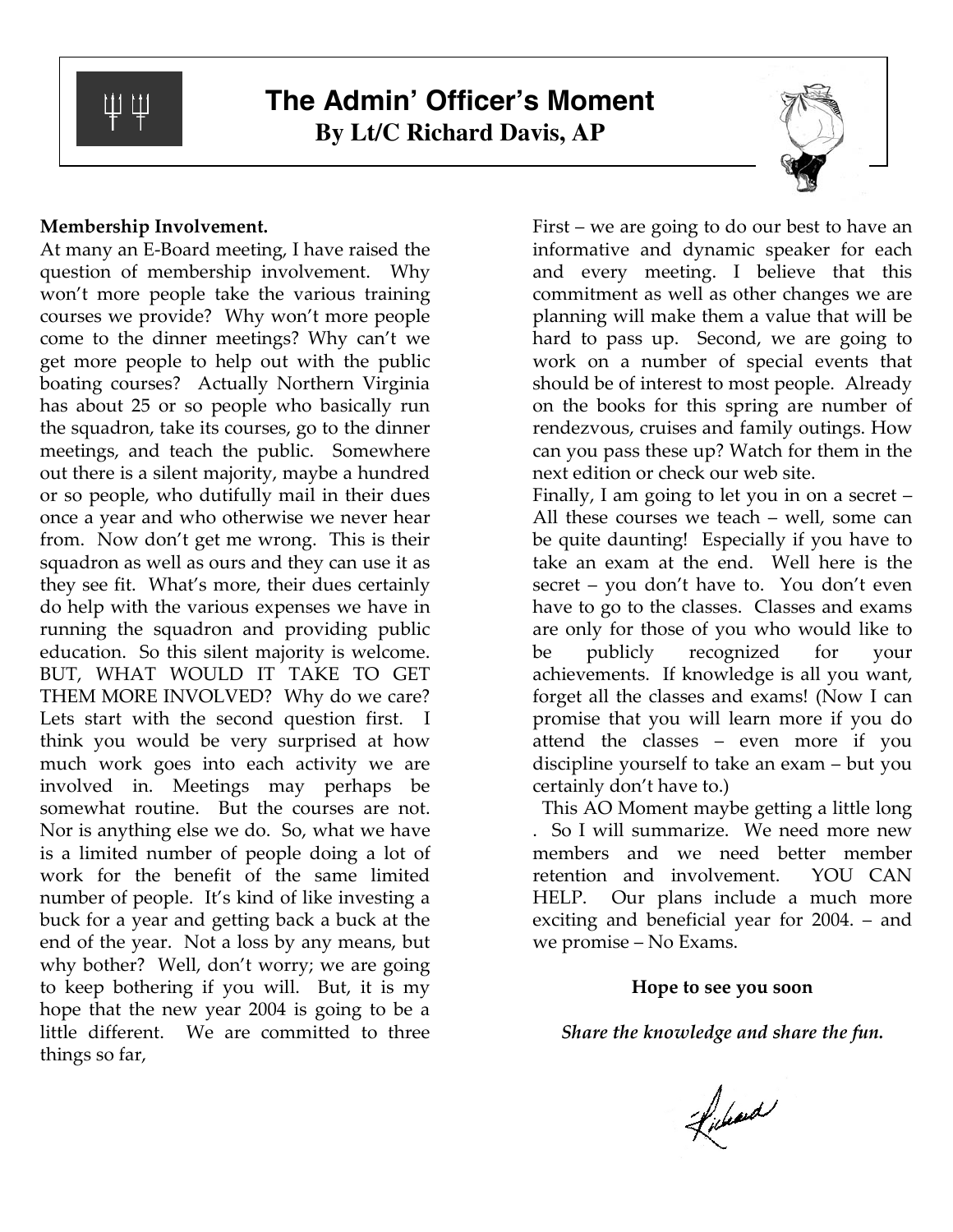# The Admin' Officer's Moment

**By Lt/C Richard Davis, AP**

**Membership Involvement.**

At many an E-Board meeting, I have raised the question of membership involvement. Why won't more people take the various training courses we provide? Why won't more people come to the dinner meetings? Why can't we get more people to help out with the public boating courses? Actually Northern Virginia has about 25 or so people who basically run the squadron, take its courses, go to the dinner meetings, and teach the public. Somewhere out there is a silent majority, maybe a hundred or so people, who dutifully mail in their dues once a year and who otherwise we never hear from. Now don't get me wrong. This is their squadron as well as ours and they can use it as they see fit. What's more, their dues certainly do help with the various expenses we have in running the squadron and providing public education. So this silent majority is welcome. BUT, WHAT WOULD IT TAKE TO GET THEM MORE INVOLVED? Why do we care? Lets start with the second question first. I think you would be very surprised at how much work goes into each activity we are involved in. Meetings may perhaps be somewhat routine. But the courses are not. Nor is anything else we do. So, what we have is a limited number of people doing a lot of work for the benefit of the same limited number of people. It's kind of like investing a buck for a year and getting back a buck at the end of the year. Not a loss by any means, but why bother? Well, don't worry; we are going to keep bothering if you will. But, it is my hope that the new year 2004 is going to be a little different. We are committed to three things so far,

First – we are going to do our best to have an informative and dynamic speaker for each and every meeting. I believe that this commitment as well as other changes we are planning will make them a value that will be hard to pass up. Second, we are going to work on a number of special events that should be of interest to most people. Already on the books for this spring are number of rendezvous, cruises and family outings. How can you pass these up? Watch for them in the next edition or check our web site.

Finally, I am going to let you in on a secret – All these courses we teach – well, some can be quite daunting! Especially if you have to take an exam at the end. Well here is the secret – you don't have to. You don't even have to go to the classes. Classes and exams are only for those of you who would like to be publicly recognized for your achievements. If knowledge is all you want, forget all the classes and exams! (Now I can promise that you will learn more if you do attend the classes – even more if you discipline yourself to take an exam – but you certainly don't have to.)

This AO Moment maybe getting a little long . So I will summarize. We need more new members and we need better member retention and involvement. YOU CAN HELP. Our plans include a much more exciting and beneficial year for 2004. – and we promise – No Exams.

**Hope to see you soon**

***Share the knowledge and share the fun.***

Richard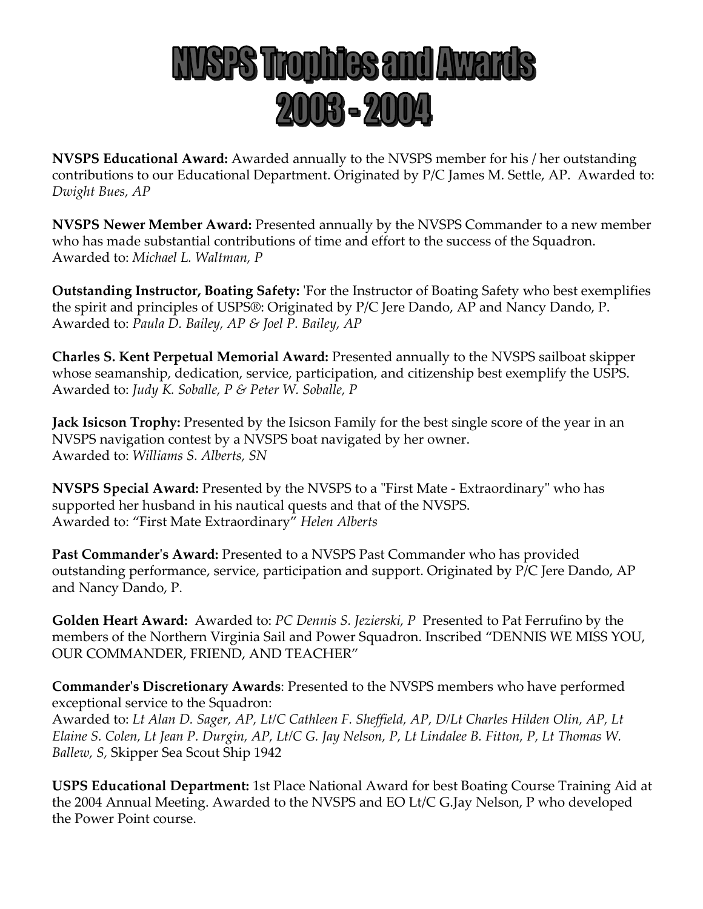# NVSPS Trophies and Awards 2003 - 2004

**NVSPS Educational Award:** Awarded annually to the NVSPS member for his / her outstanding contributions to our Educational Department. Originated by P/C James M. Settle, AP. Awarded to: *Dwight Bues, AP*

**NVSPS Newer Member Award:** Presented annually by the NVSPS Commander to a new member who has made substantial contributions of time and effort to the success of the Squadron. Awarded to: *Michael L. Waltman, P*

**Outstanding Instructor, Boating Safety:** 'For the Instructor of Boating Safety who best exemplifies the spirit and principles of USPS®: Originated by P/C Jere Dando, AP and Nancy Dando, P. Awarded to: *Paula D. Bailey, AP & Joel P. Bailey, AP*

**Charles S. Kent Perpetual Memorial Award:** Presented annually to the NVSPS sailboat skipper whose seamanship, dedication, service, participation, and citizenship best exemplify the USPS. Awarded to: *Judy K. Soballe, P & Peter W. Soballe, P*

**Jack Isicson Trophy:** Presented by the Isicson Family for the best single score of the year in an NVSPS navigation contest by a NVSPS boat navigated by her owner. Awarded to: *Williams S. Alberts, SN*

**NVSPS Special Award:** Presented by the NVSPS to a "First Mate - Extraordinary" who has supported her husband in his nautical quests and that of the NVSPS. Awarded to: "First Mate Extraordinary" *Helen Alberts*

**Past Commander's Award:** Presented to a NVSPS Past Commander who has provided outstanding performance, service, participation and support. Originated by P/C Jere Dando, AP and Nancy Dando, P.

**Golden Heart Award:** Awarded to: *PC Dennis S. Jezierski, P* Presented to Pat Ferrufino by the members of the Northern Virginia Sail and Power Squadron. Inscribed "DENNIS WE MISS YOU, OUR COMMANDER, FRIEND, AND TEACHER"

**Commander's Discretionary Awards**: Presented to the NVSPS members who have performed exceptional service to the Squadron:
Awarded to: *Lt Alan D. Sager, AP, Lt/C Cathleen F. Sheffield, AP, D/Lt Charles Hilden Olin, AP, Lt Elaine S. Colen, Lt Jean P. Durgin, AP, Lt/C G. Jay Nelson, P, Lt Lindalee B. Fitton, P, Lt Thomas W. Ballew, S,* Skipper Sea Scout Ship 1942

**USPS Educational Department:** 1st Place National Award for best Boating Course Training Aid at the 2004 Annual Meeting. Awarded to the NVSPS and EO Lt/C G.Jay Nelson, P who developed the Power Point course.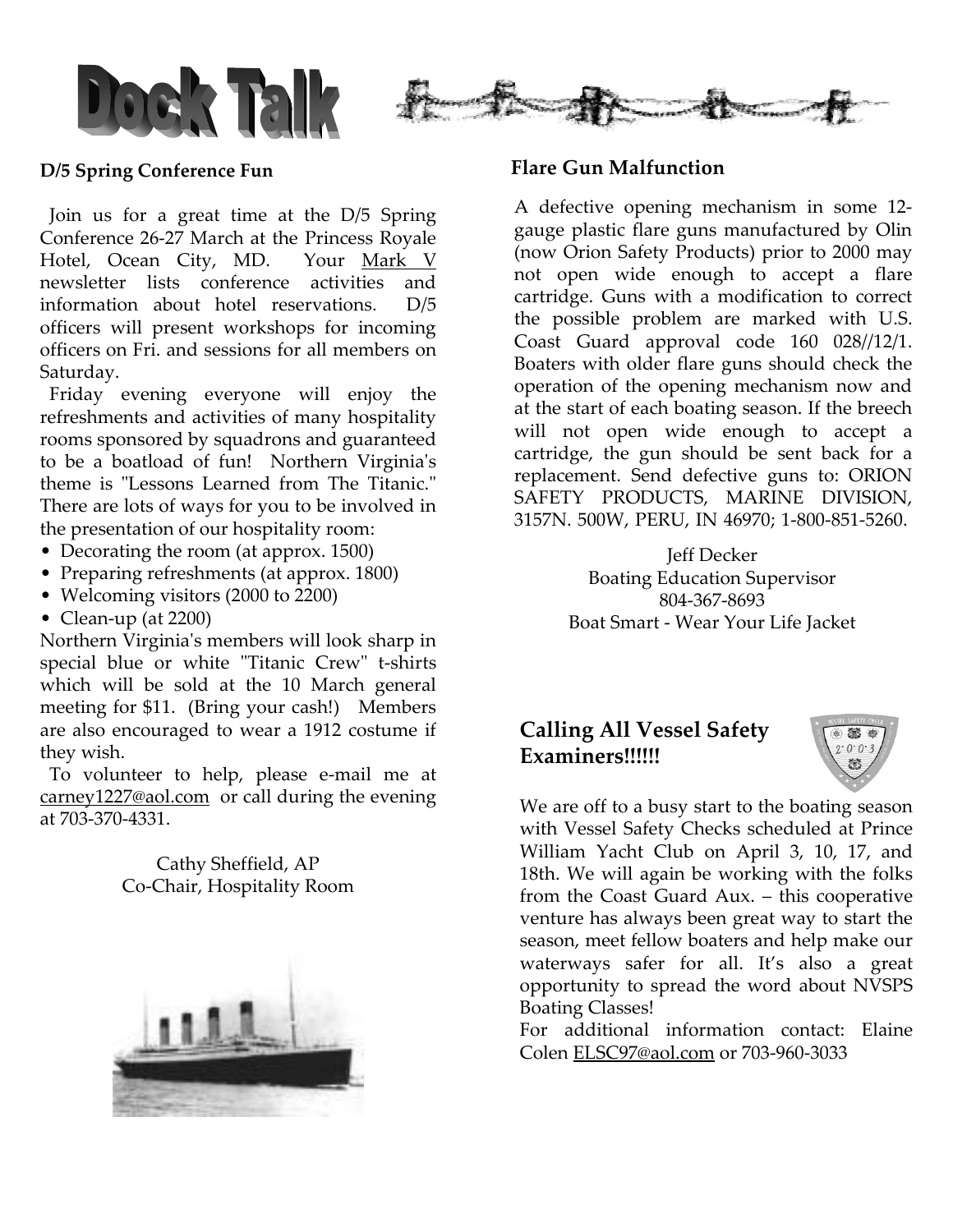# Dock Talk

## D/5 Spring Conference Fun

Join us for a great time at the D/5 Spring Conference 26-27 March at the Princess Royale Hotel, Ocean City, MD. Your Mark V newsletter lists conference activities and information about hotel reservations. D/5 officers will present workshops for incoming officers on Fri. and sessions for all members on Saturday.

Friday evening everyone will enjoy the refreshments and activities of many hospitality rooms sponsored by squadrons and guaranteed to be a boatload of fun! Northern Virginia's theme is "Lessons Learned from The Titanic." There are lots of ways for you to be involved in the presentation of our hospitality room:

- Decorating the room (at approx. 1500)
- Preparing refreshments (at approx. 1800)
- Welcoming visitors (2000 to 2200)
- Clean-up (at 2200)

Northern Virginia's members will look sharp in special blue or white "Titanic Crew" t-shirts which will be sold at the 10 March general meeting for $11. (Bring your cash!) Members are also encouraged to wear a 1912 costume if they wish.

To volunteer to help, please e-mail me at carney1227@aol.com or call during the evening at 703-370-4331.

Cathy Sheffield, AP
Co-Chair, Hospitality Room

## Flare Gun Malfunction

A defective opening mechanism in some 12-gauge plastic flare guns manufactured by Olin (now Orion Safety Products) prior to 2000 may not open wide enough to accept a flare cartridge. Guns with a modification to correct the possible problem are marked with U.S. Coast Guard approval code 160 028//12/1. Boaters with older flare guns should check the operation of the opening mechanism now and at the start of each boating season. If the breech will not open wide enough to accept a cartridge, the gun should be sent back for a replacement. Send defective guns to: ORION SAFETY PRODUCTS, MARINE DIVISION, 3157N. 500W, PERU, IN 46970; 1-800-851-5260.

Jeff Decker
Boating Education Supervisor
804-367-8693
Boat Smart - Wear Your Life Jacket

## Calling All Vessel Safety Examiners!!!!!!

We are off to a busy start to the boating season with Vessel Safety Checks scheduled at Prince William Yacht Club on April 3, 10, 17, and 18th. We will again be working with the folks from the Coast Guard Aux. – this cooperative venture has always been great way to start the season, meet fellow boaters and help make our waterways safer for all. It's also a great opportunity to spread the word about NVSPS Boating Classes!

For additional information contact: Elaine Colen ELSC97@aol.com or 703-960-3033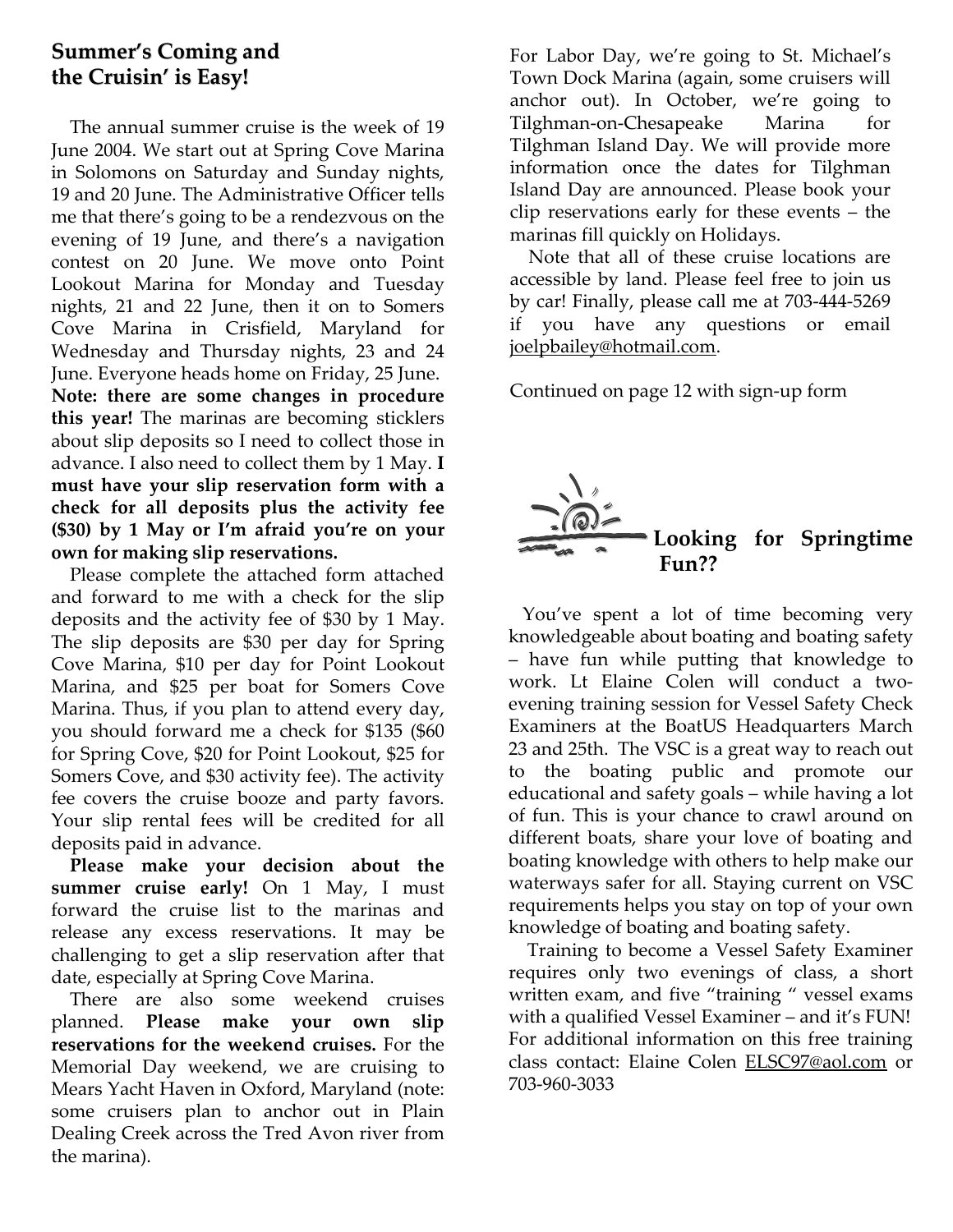## Summer's Coming and the Cruisin' is Easy!

The annual summer cruise is the week of 19 June 2004. We start out at Spring Cove Marina in Solomons on Saturday and Sunday nights, 19 and 20 June. The Administrative Officer tells me that there's going to be a rendezvous on the evening of 19 June, and there's a navigation contest on 20 June. We move onto Point Lookout Marina for Monday and Tuesday nights, 21 and 22 June, then it on to Somers Cove Marina in Crisfield, Maryland for Wednesday and Thursday nights, 23 and 24 June. Everyone heads home on Friday, 25 June. **Note: there are some changes in procedure this year!** The marinas are becoming sticklers about slip deposits so I need to collect those in advance. I also need to collect them by 1 May. **I must have your slip reservation form with a check for all deposits plus the activity fee ($30) by 1 May or I'm afraid you're on your own for making slip reservations.**

Please complete the attached form attached and forward to me with a check for the slip deposits and the activity fee of $30 by 1 May. The slip deposits are $30 per day for Spring Cove Marina, $10 per day for Point Lookout Marina, and $25 per boat for Somers Cove Marina. Thus, if you plan to attend every day, you should forward me a check for $135 ($60 for Spring Cove, $20 for Point Lookout, $25 for Somers Cove, and $30 activity fee). The activity fee covers the cruise booze and party favors. Your slip rental fees will be credited for all deposits paid in advance.

**Please make your decision about the summer cruise early!** On 1 May, I must forward the cruise list to the marinas and release any excess reservations. It may be challenging to get a slip reservation after that date, especially at Spring Cove Marina.

There are also some weekend cruises planned. **Please make your own slip reservations for the weekend cruises.** For the Memorial Day weekend, we are cruising to Mears Yacht Haven in Oxford, Maryland (note: some cruisers plan to anchor out in Plain Dealing Creek across the Tred Avon river from the marina).

For Labor Day, we're going to St. Michael's Town Dock Marina (again, some cruisers will anchor out). In October, we're going to Tilghman-on-Chesapeake Marina for Tilghman Island Day. We will provide more information once the dates for Tilghman Island Day are announced. Please book your clip reservations early for these events – the marinas fill quickly on Holidays.

Note that all of these cruise locations are accessible by land. Please feel free to join us by car! Finally, please call me at 703-444-5269 if you have any questions or email joelpbailey@hotmail.com.

Continued on page 12 with sign-up form

## Looking for Springtime Fun??

You've spent a lot of time becoming very knowledgeable about boating and boating safety – have fun while putting that knowledge to work. Lt Elaine Colen will conduct a two-evening training session for Vessel Safety Check Examiners at the BoatUS Headquarters March 23 and 25th. The VSC is a great way to reach out to the boating public and promote our educational and safety goals – while having a lot of fun. This is your chance to crawl around on different boats, share your love of boating and boating knowledge with others to help make our waterways safer for all. Staying current on VSC requirements helps you stay on top of your own knowledge of boating and boating safety.

Training to become a Vessel Safety Examiner requires only two evenings of class, a short written exam, and five "training " vessel exams with a qualified Vessel Examiner – and it's FUN! For additional information on this free training class contact: Elaine Colen ELSC97@aol.com or 703-960-3033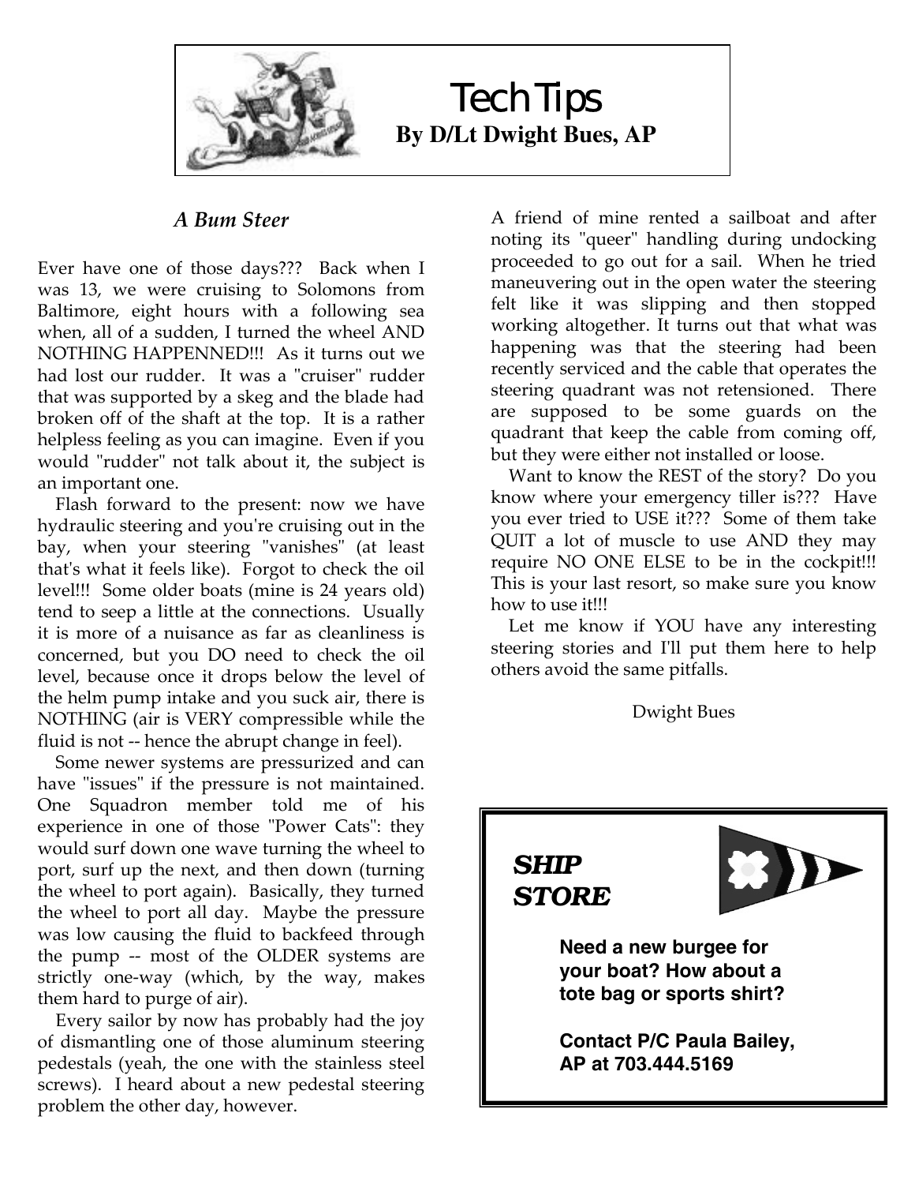# Tech Tips

**By D/Lt Dwight Bues, AP**

### *A Bum Steer*

Ever have one of those days??? Back when I was 13, we were cruising to Solomons from Baltimore, eight hours with a following sea when, all of a sudden, I turned the wheel AND NOTHING HAPPENNED!!! As it turns out we had lost our rudder. It was a "cruiser" rudder that was supported by a skeg and the blade had broken off of the shaft at the top. It is a rather helpless feeling as you can imagine. Even if you would "rudder" not talk about it, the subject is an important one.

Flash forward to the present: now we have hydraulic steering and you're cruising out in the bay, when your steering "vanishes" (at least that's what it feels like). Forgot to check the oil level!!! Some older boats (mine is 24 years old) tend to seep a little at the connections. Usually it is more of a nuisance as far as cleanliness is concerned, but you DO need to check the oil level, because once it drops below the level of the helm pump intake and you suck air, there is NOTHING (air is VERY compressible while the fluid is not -- hence the abrupt change in feel).

Some newer systems are pressurized and can have "issues" if the pressure is not maintained. One Squadron member told me of his experience in one of those "Power Cats": they would surf down one wave turning the wheel to port, surf up the next, and then down (turning the wheel to port again). Basically, they turned the wheel to port all day. Maybe the pressure was low causing the fluid to backfeed through the pump -- most of the OLDER systems are strictly one-way (which, by the way, makes them hard to purge of air).

Every sailor by now has probably had the joy of dismantling one of those aluminum steering pedestals (yeah, the one with the stainless steel screws). I heard about a new pedestal steering problem the other day, however.

A friend of mine rented a sailboat and after noting its "queer" handling during undocking proceeded to go out for a sail. When he tried maneuvering out in the open water the steering felt like it was slipping and then stopped working altogether. It turns out that what was happening was that the steering had been recently serviced and the cable that operates the steering quadrant was not retensioned. There are supposed to be some guards on the quadrant that keep the cable from coming off, but they were either not installed or loose.

Want to know the REST of the story? Do you know where your emergency tiller is??? Have you ever tried to USE it??? Some of them take QUIT a lot of muscle to use AND they may require NO ONE ELSE to be in the cockpit!!! This is your last resort, so make sure you know how to use it!!!

Let me know if YOU have any interesting steering stories and I'll put them here to help others avoid the same pitfalls.

Dwight Bues

---

***SHIP STORE***

**Need a new burgee for your boat? How about a tote bag or sports shirt?**

**Contact P/C Paula Bailey, AP at 703.444.5169**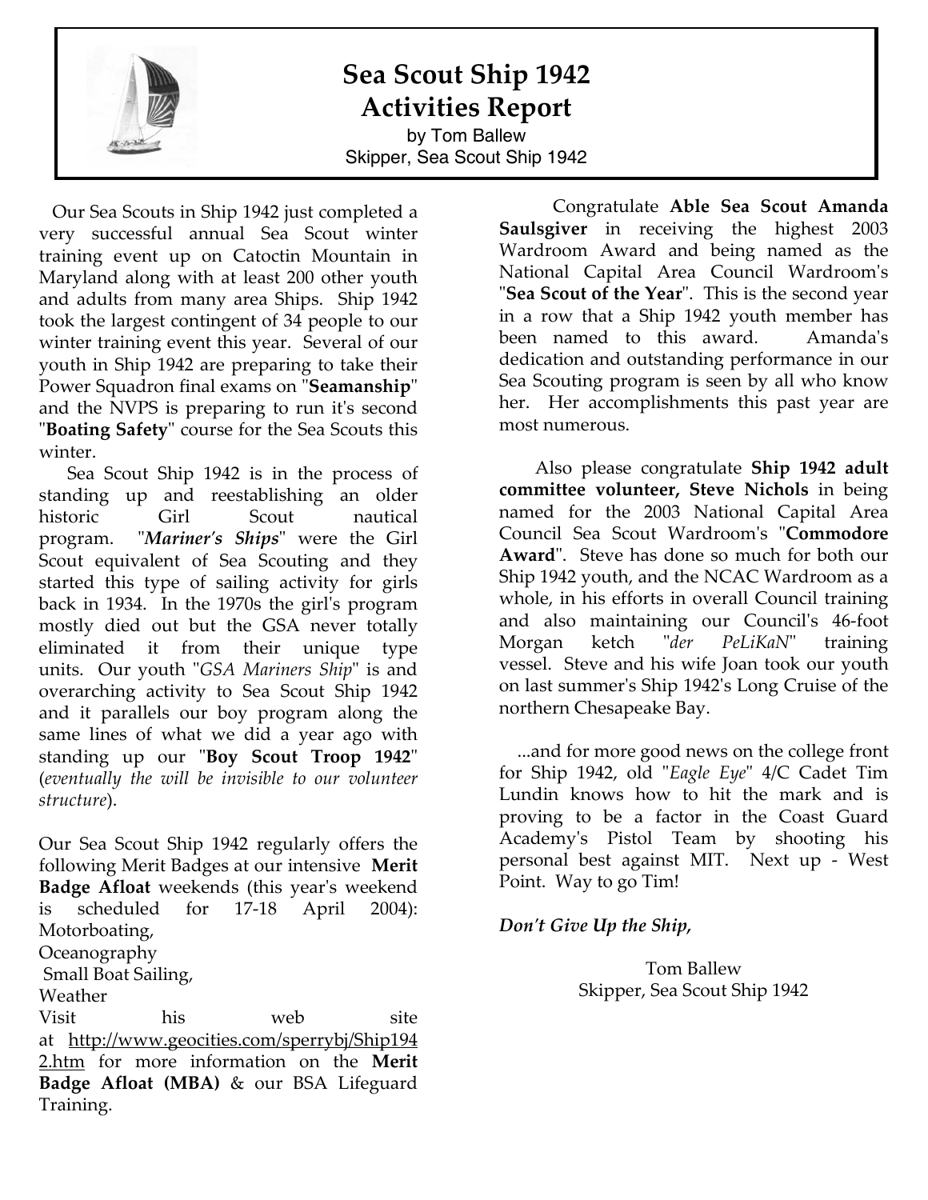# Sea Scout Ship 1942 Activities Report

by Tom Ballew
Skipper, Sea Scout Ship 1942

Our Sea Scouts in Ship 1942 just completed a very successful annual Sea Scout winter training event up on Catoctin Mountain in Maryland along with at least 200 other youth and adults from many area Ships. Ship 1942 took the largest contingent of 34 people to our winter training event this year. Several of our youth in Ship 1942 are preparing to take their Power Squadron final exams on "**Seamanship**" and the NVPS is preparing to run it's second "**Boating Safety**" course for the Sea Scouts this winter.

Sea Scout Ship 1942 is in the process of standing up and reestablishing an older historic Girl Scout nautical program. "***Mariner's Ships***" were the Girl Scout equivalent of Sea Scouting and they started this type of sailing activity for girls back in 1934. In the 1970s the girl's program mostly died out but the GSA never totally eliminated it from their unique type units. Our youth "*GSA Mariners Ship*" is and overarching activity to Sea Scout Ship 1942 and it parallels our boy program along the same lines of what we did a year ago with standing up our "**Boy Scout Troop 1942**" (*eventually the will be invisible to our volunteer structure*).

Our Sea Scout Ship 1942 regularly offers the following Merit Badges at our intensive **Merit Badge Afloat** weekends (this year's weekend is scheduled for 17-18 April 2004):
Motorboating,
Oceanography
Small Boat Sailing,
Weather
Visit his web site at http://www.geocities.com/sperrybj/Ship1942.htm for more information on the **Merit Badge Afloat (MBA)** & our BSA Lifeguard Training.

Congratulate **Able Sea Scout Amanda Saulsgiver** in receiving the highest 2003 Wardroom Award and being named as the National Capital Area Council Wardroom's "**Sea Scout of the Year**". This is the second year in a row that a Ship 1942 youth member has been named to this award. Amanda's dedication and outstanding performance in our Sea Scouting program is seen by all who know her. Her accomplishments this past year are most numerous.

Also please congratulate **Ship 1942 adult committee volunteer, Steve Nichols** in being named for the 2003 National Capital Area Council Sea Scout Wardroom's "**Commodore Award**". Steve has done so much for both our Ship 1942 youth, and the NCAC Wardroom as a whole, in his efforts in overall Council training and also maintaining our Council's 46-foot Morgan ketch "*der PeLiKaN*" training vessel. Steve and his wife Joan took our youth on last summer's Ship 1942's Long Cruise of the northern Chesapeake Bay.

...and for more good news on the college front for Ship 1942, old "*Eagle Eye*" 4/C Cadet Tim Lundin knows how to hit the mark and is proving to be a factor in the Coast Guard Academy's Pistol Team by shooting his personal best against MIT. Next up - West Point. Way to go Tim!

***Don't Give Up the Ship,***

Tom Ballew
Skipper, Sea Scout Ship 1942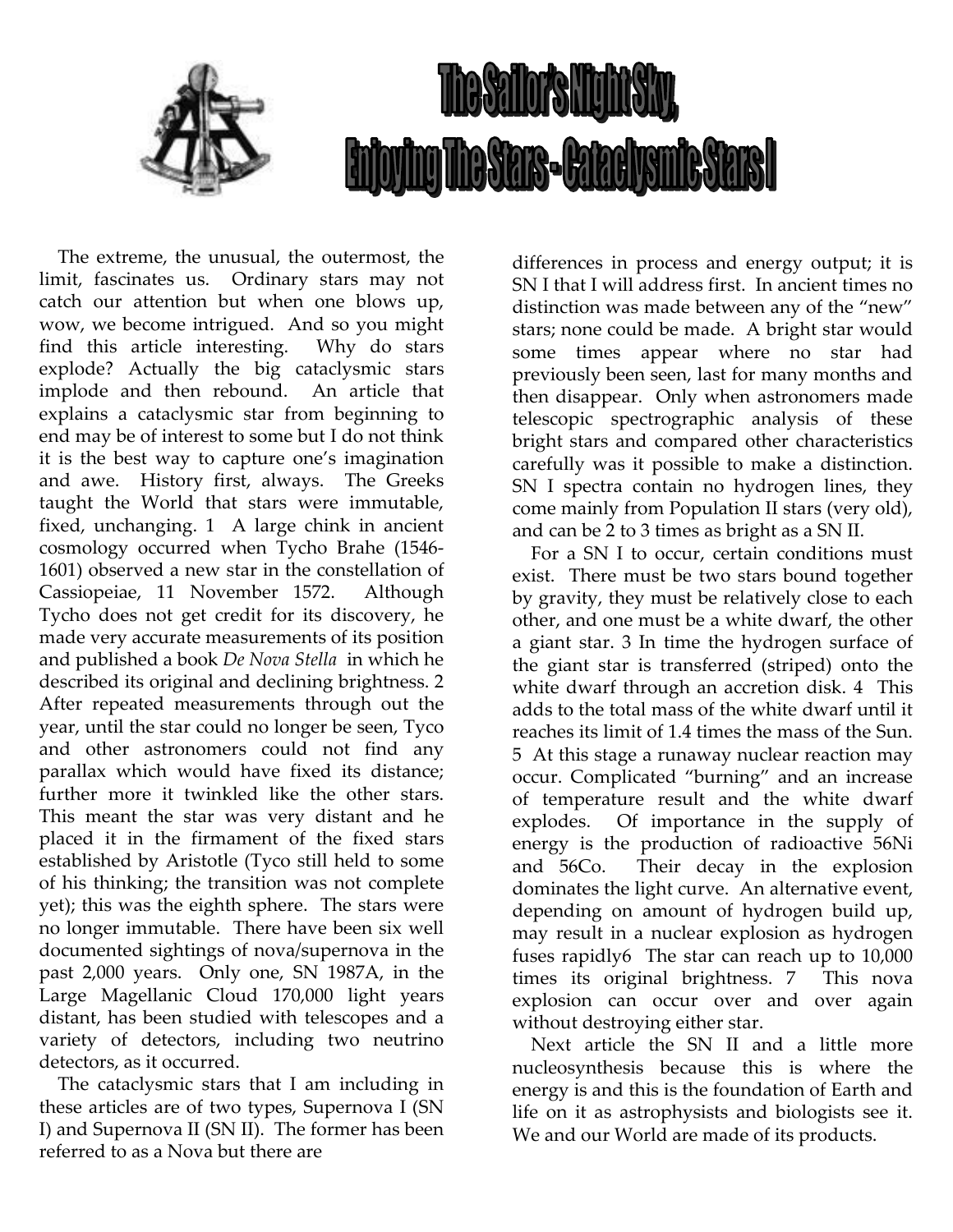# The Sailor's Night Sky, Enjoying The Stars - Cataclysmic Stars I

The extreme, the unusual, the outermost, the limit, fascinates us. Ordinary stars may not catch our attention but when one blows up, wow, we become intrigued. And so you might find this article interesting. Why do stars explode? Actually the big cataclysmic stars implode and then rebound. An article that explains a cataclysmic star from beginning to end may be of interest to some but I do not think it is the best way to capture one's imagination and awe. History first, always. The Greeks taught the World that stars were immutable, fixed, unchanging. 1 A large chink in ancient cosmology occurred when Tycho Brahe (1546-1601) observed a new star in the constellation of Cassiopeiae, 11 November 1572. Although Tycho does not get credit for its discovery, he made very accurate measurements of its position and published a book *De Nova Stella* in which he described its original and declining brightness. 2 After repeated measurements through out the year, until the star could no longer be seen, Tyco and other astronomers could not find any parallax which would have fixed its distance; further more it twinkled like the other stars. This meant the star was very distant and he placed it in the firmament of the fixed stars established by Aristotle (Tyco still held to some of his thinking; the transition was not complete yet); this was the eighth sphere. The stars were no longer immutable. There have been six well documented sightings of nova/supernova in the past 2,000 years. Only one, SN 1987A, in the Large Magellanic Cloud 170,000 light years distant, has been studied with telescopes and a variety of detectors, including two neutrino detectors, as it occurred.

The cataclysmic stars that I am including in these articles are of two types, Supernova I (SN I) and Supernova II (SN II). The former has been referred to as a Nova but there are differences in process and energy output; it is SN I that I will address first. In ancient times no distinction was made between any of the "new" stars; none could be made. A bright star would some times appear where no star had previously been seen, last for many months and then disappear. Only when astronomers made telescopic spectrographic analysis of these bright stars and compared other characteristics carefully was it possible to make a distinction. SN I spectra contain no hydrogen lines, they come mainly from Population II stars (very old), and can be 2 to 3 times as bright as a SN II.

For a SN I to occur, certain conditions must exist. There must be two stars bound together by gravity, they must be relatively close to each other, and one must be a white dwarf, the other a giant star. 3 In time the hydrogen surface of the giant star is transferred (striped) onto the white dwarf through an accretion disk. 4 This adds to the total mass of the white dwarf until it reaches its limit of 1.4 times the mass of the Sun. 5 At this stage a runaway nuclear reaction may occur. Complicated "burning" and an increase of temperature result and the white dwarf explodes. Of importance in the supply of energy is the production of radioactive 56Ni and 56Co. Their decay in the explosion dominates the light curve. An alternative event, depending on amount of hydrogen build up, may result in a nuclear explosion as hydrogen fuses rapidly6 The star can reach up to 10,000 times its original brightness. 7 This nova explosion can occur over and over again without destroying either star.

Next article the SN II and a little more nucleosynthesis because this is where the energy is and this is the foundation of Earth and life on it as astrophysists and biologists see it. We and our World are made of its products.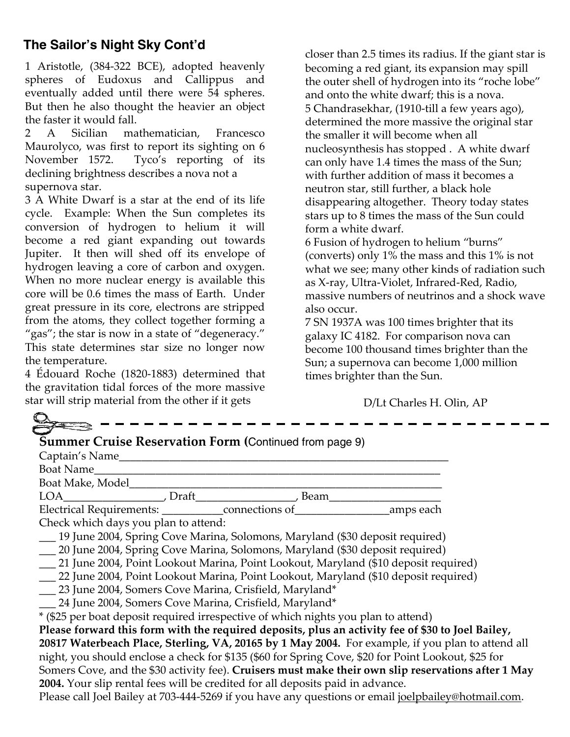## The Sailor's Night Sky Cont'd

1 Aristotle, (384-322 BCE), adopted heavenly spheres of Eudoxus and Callippus and eventually added until there were 54 spheres. But then he also thought the heavier an object the faster it would fall.

2 A Sicilian mathematician, Francesco Maurolyco, was first to report its sighting on 6 November 1572. Tyco's reporting of its declining brightness describes a nova not a supernova star.

3 A White Dwarf is a star at the end of its life cycle. Example: When the Sun completes its conversion of hydrogen to helium it will become a red giant expanding out towards Jupiter. It then will shed off its envelope of hydrogen leaving a core of carbon and oxygen. When no more nuclear energy is available this core will be 0.6 times the mass of Earth. Under great pressure in its core, electrons are stripped from the atoms, they collect together forming a "gas"; the star is now in a state of "degeneracy." This state determines star size no longer now the temperature.

4 Édouard Roche (1820-1883) determined that the gravitation tidal forces of the more massive star will strip material from the other if it gets closer than 2.5 times its radius. If the giant star is becoming a red giant, its expansion may spill the outer shell of hydrogen into its "roche lobe" and onto the white dwarf; this is a nova.

5 Chandrasekhar, (1910-till a few years ago), determined the more massive the original star the smaller it will become when all nucleosynthesis has stopped . A white dwarf can only have 1.4 times the mass of the Sun; with further addition of mass it becomes a neutron star, still further, a black hole disappearing altogether. Theory today states stars up to 8 times the mass of the Sun could form a white dwarf.

6 Fusion of hydrogen to helium "burns" (converts) only 1% the mass and this 1% is not what we see; many other kinds of radiation such as X-ray, Ultra-Violet, Infrared-Red, Radio, massive numbers of neutrinos and a shock wave also occur.

7 SN 1937A was 100 times brighter that its galaxy IC 4182. For comparison nova can become 100 thousand times brighter than the Sun; a supernova can become 1,000 million times brighter than the Sun.

D/Lt Charles H. Olin, AP

---

## Summer Cruise Reservation Form (Continued from page 9)

Captain's Name____________________________________________

Boat Name____________________________________________

Boat Make, Model____________________________________________

LOA__________________, Draft_________________, Beam___________________

Electrical Requirements: ___________connections of_________________amps each

Check which days you plan to attend:

___ 19 June 2004, Spring Cove Marina, Solomons, Maryland ($30 deposit required)

___ 20 June 2004, Spring Cove Marina, Solomons, Maryland ($30 deposit required)

___ 21 June 2004, Point Lookout Marina, Point Lookout, Maryland ($10 deposit required)

___ 22 June 2004, Point Lookout Marina, Point Lookout, Maryland ($10 deposit required)

___ 23 June 2004, Somers Cove Marina, Crisfield, Maryland*

___ 24 June 2004, Somers Cove Marina, Crisfield, Maryland*

* ($25 per boat deposit required irrespective of which nights you plan to attend)

**Please forward this form with the required deposits, plus an activity fee of $30 to Joel Bailey, 20817 Waterbeach Place, Sterling, VA, 20165 by 1 May 2004.** For example, if you plan to attend all night, you should enclose a check for $135 ($60 for Spring Cove, $20 for Point Lookout, $25 for Somers Cove, and the $30 activity fee). **Cruisers must make their own slip reservations after 1 May 2004.** Your slip rental fees will be credited for all deposits paid in advance.

Please call Joel Bailey at 703-444-5269 if you have any questions or email joelpbailey@hotmail.com.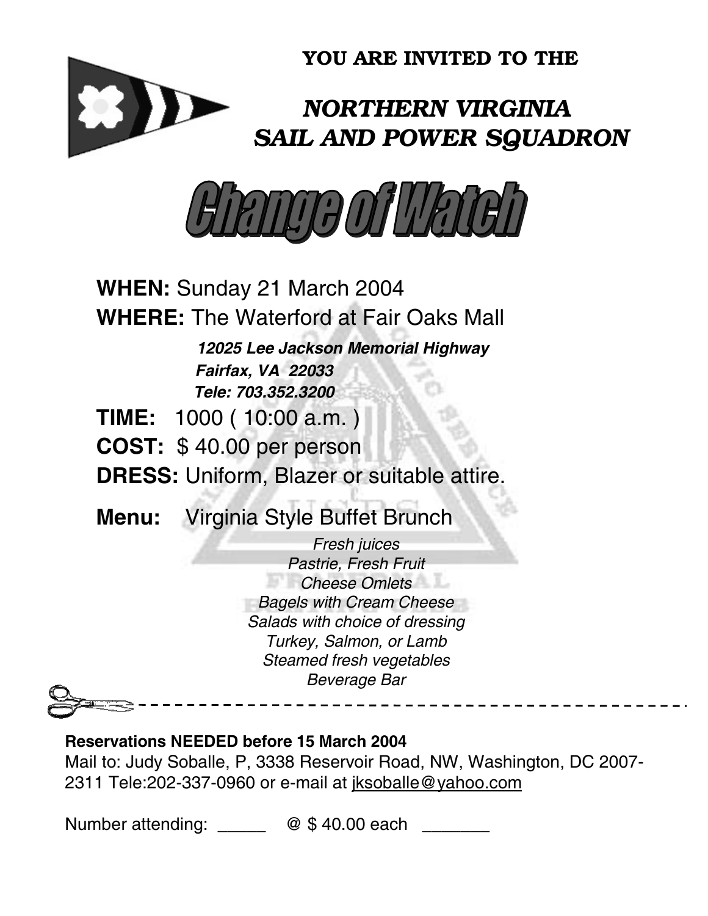**YOU ARE INVITED TO THE**

# *NORTHERN VIRGINIA SAIL AND POWER SQUADRON*

# Change of Watch

**WHEN:** Sunday 21 March 2004

**WHERE:** The Waterford at Fair Oaks Mall

***12025 Lee Jackson Memorial Highway***
***Fairfax, VA 22033***
***Tele: 703.352.3200***

**TIME:** 1000 ( 10:00 a.m. )

**COST:** $ 40.00 per person

**DRESS:** Uniform, Blazer or suitable attire.

**Menu:** Virginia Style Buffet Brunch

*Fresh juices*
*Pastrie, Fresh Fruit*
*Cheese Omlets*
*Bagels with Cream Cheese*
*Salads with choice of dressing*
*Turkey, Salmon, or Lamb*
*Steamed fresh vegetables*
*Beverage Bar*

---

**Reservations NEEDED before 15 March 2004**

Mail to: Judy Soballe, P, 3338 Reservoir Road, NW, Washington, DC 2007-2311 Tele:202-337-0960 or e-mail at jksoballe@yahoo.com

Number attending: _____ @ $ 40.00 each _______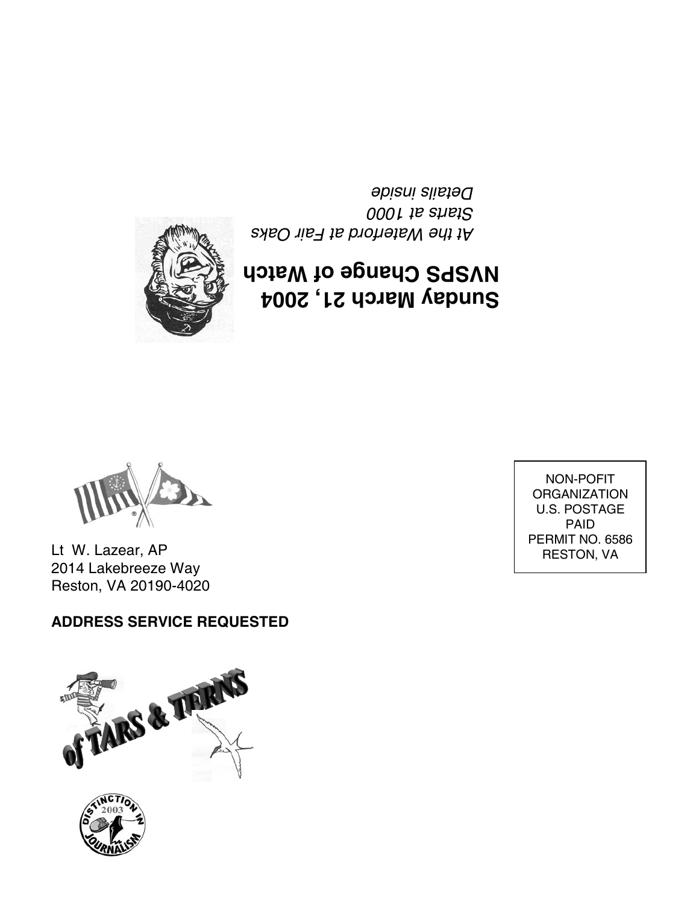**Sunday March 21, 2004**
**NVSPS Change of Watch**

*At the Waterford at Fair Oaks*
*Starts at 1000*
*Details inside*

Lt W. Lazear, AP
2014 Lakebreeze Way
Reston, VA 20190-4020

NON-POFIT
ORGANIZATION
U.S. POSTAGE
PAID
PERMIT NO. 6586
RESTON, VA

**ADDRESS SERVICE REQUESTED**

of TARS & TERNS